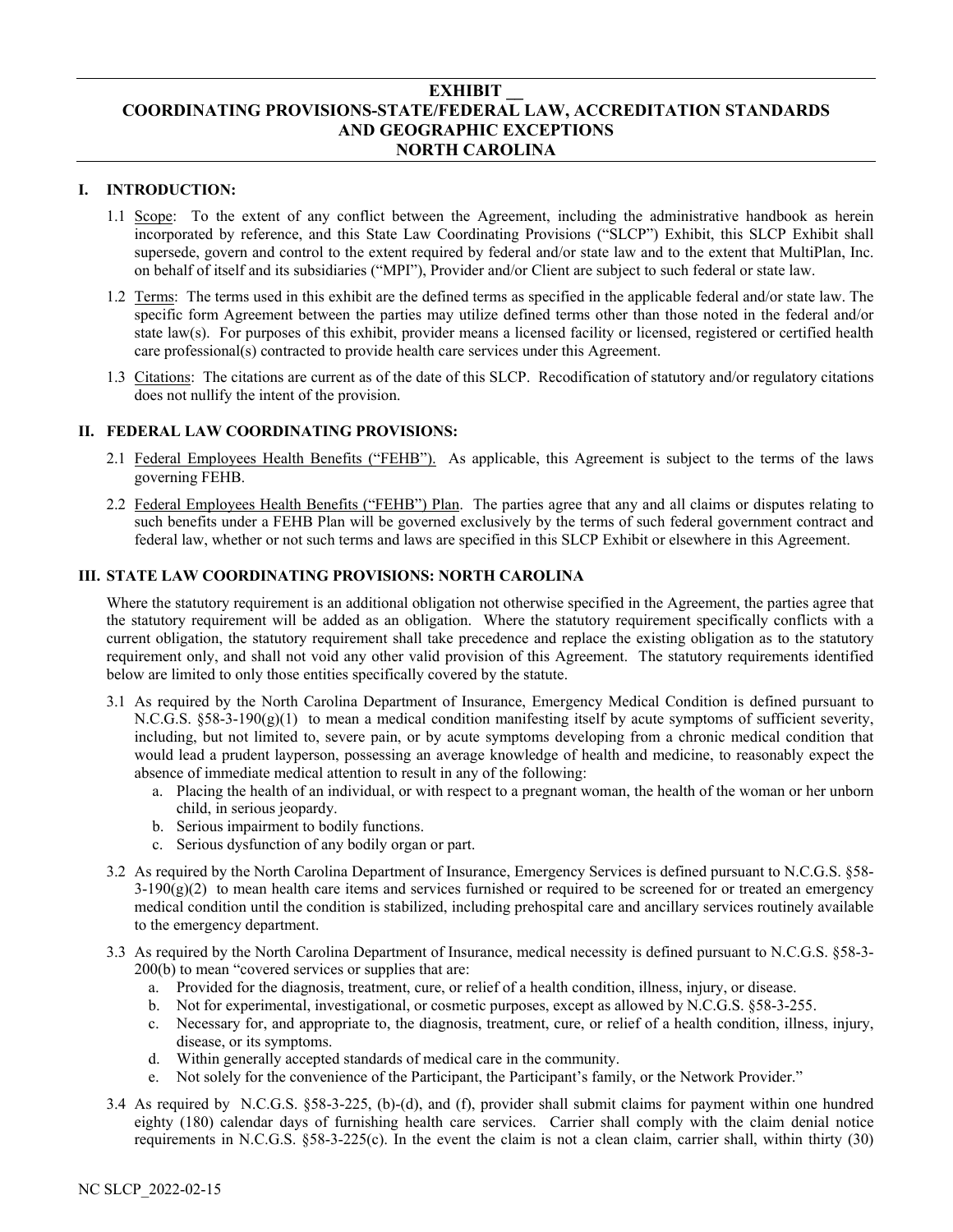# EXHIBIT __
# COORDINATING PROVISIONS-STATE/FEDERAL LAW, ACCREDITATION STANDARDS AND GEOGRAPHIC EXCEPTIONS
# NORTH CAROLINA

## I. INTRODUCTION:

1.1 Scope: To the extent of any conflict between the Agreement, including the administrative handbook as herein incorporated by reference, and this State Law Coordinating Provisions ("SLCP") Exhibit, this SLCP Exhibit shall supersede, govern and control to the extent required by federal and/or state law and to the extent that MultiPlan, Inc. on behalf of itself and its subsidiaries ("MPI"), Provider and/or Client are subject to such federal or state law.

1.2 Terms: The terms used in this exhibit are the defined terms as specified in the applicable federal and/or state law. The specific form Agreement between the parties may utilize defined terms other than those noted in the federal and/or state law(s). For purposes of this exhibit, provider means a licensed facility or licensed, registered or certified health care professional(s) contracted to provide health care services under this Agreement.

1.3 Citations: The citations are current as of the date of this SLCP. Recodification of statutory and/or regulatory citations does not nullify the intent of the provision.

## II. FEDERAL LAW COORDINATING PROVISIONS:

2.1 Federal Employees Health Benefits ("FEHB"). As applicable, this Agreement is subject to the terms of the laws governing FEHB.

2.2 Federal Employees Health Benefits ("FEHB") Plan. The parties agree that any and all claims or disputes relating to such benefits under a FEHB Plan will be governed exclusively by the terms of such federal government contract and federal law, whether or not such terms and laws are specified in this SLCP Exhibit or elsewhere in this Agreement.

## III. STATE LAW COORDINATING PROVISIONS: NORTH CAROLINA

Where the statutory requirement is an additional obligation not otherwise specified in the Agreement, the parties agree that the statutory requirement will be added as an obligation. Where the statutory requirement specifically conflicts with a current obligation, the statutory requirement shall take precedence and replace the existing obligation as to the statutory requirement only, and shall not void any other valid provision of this Agreement. The statutory requirements identified below are limited to only those entities specifically covered by the statute.

3.1 As required by the North Carolina Department of Insurance, Emergency Medical Condition is defined pursuant to N.C.G.S. §58-3-190(g)(1) to mean a medical condition manifesting itself by acute symptoms of sufficient severity, including, but not limited to, severe pain, or by acute symptoms developing from a chronic medical condition that would lead a prudent layperson, possessing an average knowledge of health and medicine, to reasonably expect the absence of immediate medical attention to result in any of the following:

   a. Placing the health of an individual, or with respect to a pregnant woman, the health of the woman or her unborn child, in serious jeopardy.
   b. Serious impairment to bodily functions.
   c. Serious dysfunction of any bodily organ or part.

3.2 As required by the North Carolina Department of Insurance, Emergency Services is defined pursuant to N.C.G.S. §58-3-190(g)(2) to mean health care items and services furnished or required to be screened for or treated an emergency medical condition until the condition is stabilized, including prehospital care and ancillary services routinely available to the emergency department.

3.3 As required by the North Carolina Department of Insurance, medical necessity is defined pursuant to N.C.G.S. §58-3-200(b) to mean "covered services or supplies that are:

   a. Provided for the diagnosis, treatment, cure, or relief of a health condition, illness, injury, or disease.
   b. Not for experimental, investigational, or cosmetic purposes, except as allowed by N.C.G.S. §58-3-255.
   c. Necessary for, and appropriate to, the diagnosis, treatment, cure, or relief of a health condition, illness, injury, disease, or its symptoms.
   d. Within generally accepted standards of medical care in the community.
   e. Not solely for the convenience of the Participant, the Participant's family, or the Network Provider."

3.4 As required by N.C.G.S. §58-3-225, (b)-(d), and (f), provider shall submit claims for payment within one hundred eighty (180) calendar days of furnishing health care services. Carrier shall comply with the claim denial notice requirements in N.C.G.S. §58-3-225(c). In the event the claim is not a clean claim, carrier shall, within thirty (30)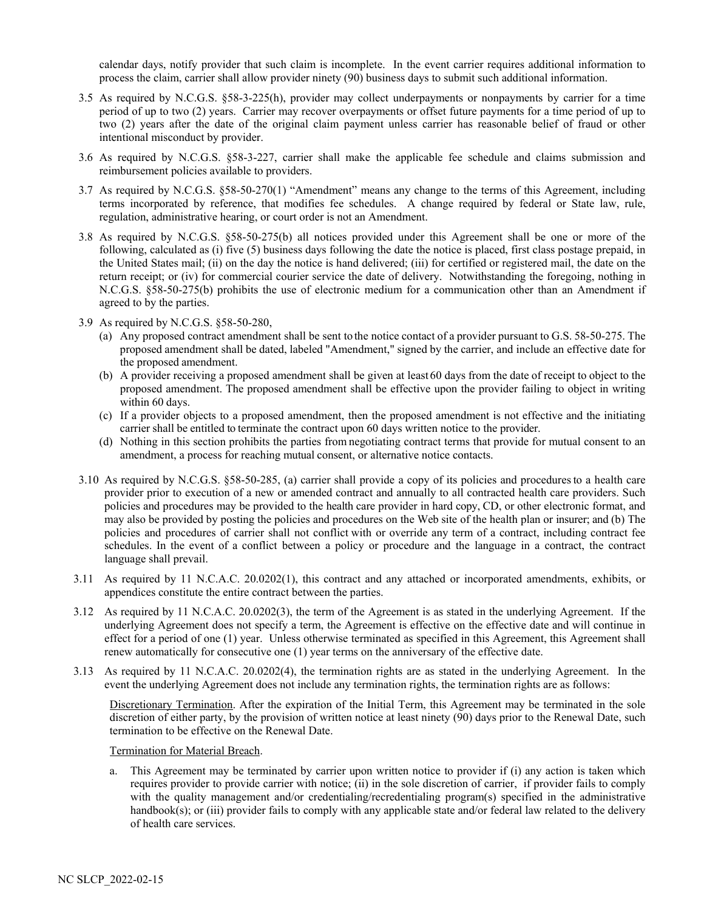calendar days, notify provider that such claim is incomplete. In the event carrier requires additional information to process the claim, carrier shall allow provider ninety (90) business days to submit such additional information.

3.5 As required by N.C.G.S. §58-3-225(h), provider may collect underpayments or nonpayments by carrier for a time period of up to two (2) years. Carrier may recover overpayments or offset future payments for a time period of up to two (2) years after the date of the original claim payment unless carrier has reasonable belief of fraud or other intentional misconduct by provider.

3.6 As required by N.C.G.S. §58-3-227, carrier shall make the applicable fee schedule and claims submission and reimbursement policies available to providers.

3.7 As required by N.C.G.S. §58-50-270(1) "Amendment" means any change to the terms of this Agreement, including terms incorporated by reference, that modifies fee schedules. A change required by federal or State law, rule, regulation, administrative hearing, or court order is not an Amendment.

3.8 As required by N.C.G.S. §58-50-275(b) all notices provided under this Agreement shall be one or more of the following, calculated as (i) five (5) business days following the date the notice is placed, first class postage prepaid, in the United States mail; (ii) on the day the notice is hand delivered; (iii) for certified or registered mail, the date on the return receipt; or (iv) for commercial courier service the date of delivery. Notwithstanding the foregoing, nothing in N.C.G.S. §58-50-275(b) prohibits the use of electronic medium for a communication other than an Amendment if agreed to by the parties.

3.9 As required by N.C.G.S. §58-50-280,

(a) Any proposed contract amendment shall be sent to the notice contact of a provider pursuant to G.S. 58-50-275. The proposed amendment shall be dated, labeled "Amendment," signed by the carrier, and include an effective date for the proposed amendment.

(b) A provider receiving a proposed amendment shall be given at least 60 days from the date of receipt to object to the proposed amendment. The proposed amendment shall be effective upon the provider failing to object in writing within 60 days.

(c) If a provider objects to a proposed amendment, then the proposed amendment is not effective and the initiating carrier shall be entitled to terminate the contract upon 60 days written notice to the provider.

(d) Nothing in this section prohibits the parties from negotiating contract terms that provide for mutual consent to an amendment, a process for reaching mutual consent, or alternative notice contacts.

3.10 As required by N.C.G.S. §58-50-285, (a) carrier shall provide a copy of its policies and procedures to a health care provider prior to execution of a new or amended contract and annually to all contracted health care providers. Such policies and procedures may be provided to the health care provider in hard copy, CD, or other electronic format, and may also be provided by posting the policies and procedures on the Web site of the health plan or insurer; and (b) The policies and procedures of carrier shall not conflict with or override any term of a contract, including contract fee schedules. In the event of a conflict between a policy or procedure and the language in a contract, the contract language shall prevail.

3.11 As required by 11 N.C.A.C. 20.0202(1), this contract and any attached or incorporated amendments, exhibits, or appendices constitute the entire contract between the parties.

3.12 As required by 11 N.C.A.C. 20.0202(3), the term of the Agreement is as stated in the underlying Agreement. If the underlying Agreement does not specify a term, the Agreement is effective on the effective date and will continue in effect for a period of one (1) year. Unless otherwise terminated as specified in this Agreement, this Agreement shall renew automatically for consecutive one (1) year terms on the anniversary of the effective date.

3.13 As required by 11 N.C.A.C. 20.0202(4), the termination rights are as stated in the underlying Agreement. In the event the underlying Agreement does not include any termination rights, the termination rights are as follows:

Discretionary Termination. After the expiration of the Initial Term, this Agreement may be terminated in the sole discretion of either party, by the provision of written notice at least ninety (90) days prior to the Renewal Date, such termination to be effective on the Renewal Date.

Termination for Material Breach.

a. This Agreement may be terminated by carrier upon written notice to provider if (i) any action is taken which requires provider to provide carrier with notice; (ii) in the sole discretion of carrier, if provider fails to comply with the quality management and/or credentialing/recredentialing program(s) specified in the administrative handbook(s); or (iii) provider fails to comply with any applicable state and/or federal law related to the delivery of health care services.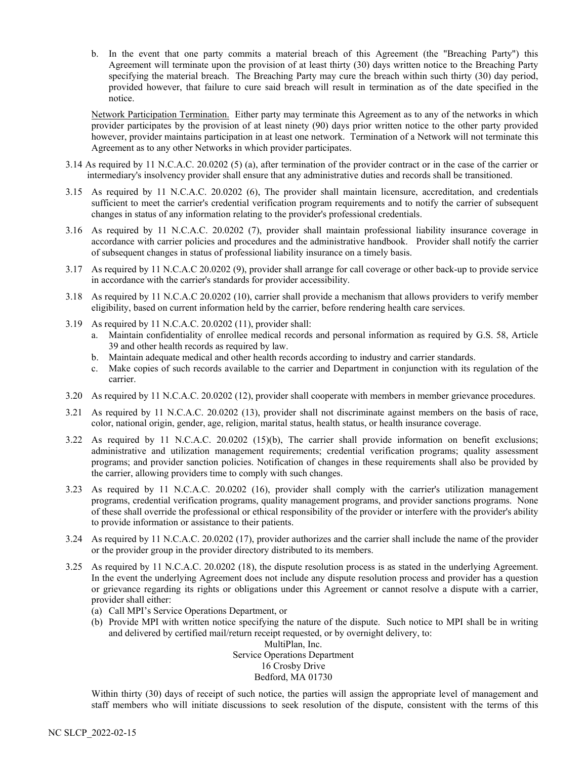b. In the event that one party commits a material breach of this Agreement (the "Breaching Party") this Agreement will terminate upon the provision of at least thirty (30) days written notice to the Breaching Party specifying the material breach. The Breaching Party may cure the breach within such thirty (30) day period, provided however, that failure to cure said breach will result in termination as of the date specified in the notice.

Network Participation Termination. Either party may terminate this Agreement as to any of the networks in which provider participates by the provision of at least ninety (90) days prior written notice to the other party provided however, provider maintains participation in at least one network. Termination of a Network will not terminate this Agreement as to any other Networks in which provider participates.

3.14 As required by 11 N.C.A.C. 20.0202 (5) (a), after termination of the provider contract or in the case of the carrier or intermediary's insolvency provider shall ensure that any administrative duties and records shall be transitioned.

3.15 As required by 11 N.C.A.C. 20.0202 (6), The provider shall maintain licensure, accreditation, and credentials sufficient to meet the carrier's credential verification program requirements and to notify the carrier of subsequent changes in status of any information relating to the provider's professional credentials.

3.16 As required by 11 N.C.A.C. 20.0202 (7), provider shall maintain professional liability insurance coverage in accordance with carrier policies and procedures and the administrative handbook. Provider shall notify the carrier of subsequent changes in status of professional liability insurance on a timely basis.

3.17 As required by 11 N.C.A.C 20.0202 (9), provider shall arrange for call coverage or other back-up to provide service in accordance with the carrier's standards for provider accessibility.

3.18 As required by 11 N.C.A.C 20.0202 (10), carrier shall provide a mechanism that allows providers to verify member eligibility, based on current information held by the carrier, before rendering health care services.

3.19 As required by 11 N.C.A.C. 20.0202 (11), provider shall:

a. Maintain confidentiality of enrollee medical records and personal information as required by G.S. 58, Article 39 and other health records as required by law.
b. Maintain adequate medical and other health records according to industry and carrier standards.
c. Make copies of such records available to the carrier and Department in conjunction with its regulation of the carrier.

3.20 As required by 11 N.C.A.C. 20.0202 (12), provider shall cooperate with members in member grievance procedures.

3.21 As required by 11 N.C.A.C. 20.0202 (13), provider shall not discriminate against members on the basis of race, color, national origin, gender, age, religion, marital status, health status, or health insurance coverage.

3.22 As required by 11 N.C.A.C. 20.0202 (15)(b), The carrier shall provide information on benefit exclusions; administrative and utilization management requirements; credential verification programs; quality assessment programs; and provider sanction policies. Notification of changes in these requirements shall also be provided by the carrier, allowing providers time to comply with such changes.

3.23 As required by 11 N.C.A.C. 20.0202 (16), provider shall comply with the carrier's utilization management programs, credential verification programs, quality management programs, and provider sanctions programs. None of these shall override the professional or ethical responsibility of the provider or interfere with the provider's ability to provide information or assistance to their patients.

3.24 As required by 11 N.C.A.C. 20.0202 (17), provider authorizes and the carrier shall include the name of the provider or the provider group in the provider directory distributed to its members.

3.25 As required by 11 N.C.A.C. 20.0202 (18), the dispute resolution process is as stated in the underlying Agreement. In the event the underlying Agreement does not include any dispute resolution process and provider has a question or grievance regarding its rights or obligations under this Agreement or cannot resolve a dispute with a carrier, provider shall either:

(a) Call MPI's Service Operations Department, or
(b) Provide MPI with written notice specifying the nature of the dispute. Such notice to MPI shall be in writing and delivered by certified mail/return receipt requested, or by overnight delivery, to:

MultiPlan, Inc.
Service Operations Department
16 Crosby Drive
Bedford, MA 01730

Within thirty (30) days of receipt of such notice, the parties will assign the appropriate level of management and staff members who will initiate discussions to seek resolution of the dispute, consistent with the terms of this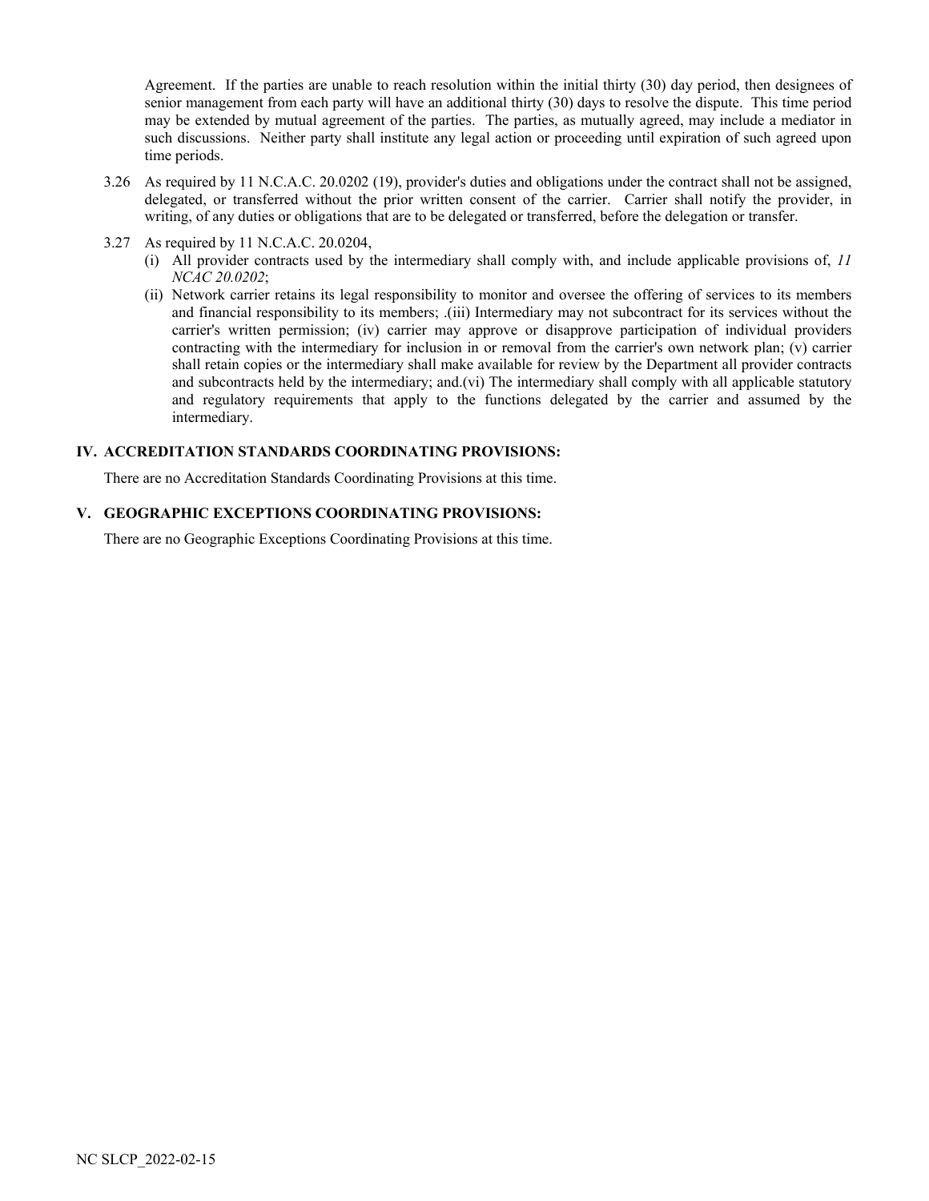Agreement. If the parties are unable to reach resolution within the initial thirty (30) day period, then designees of senior management from each party will have an additional thirty (30) days to resolve the dispute. This time period may be extended by mutual agreement of the parties. The parties, as mutually agreed, may include a mediator in such discussions. Neither party shall institute any legal action or proceeding until expiration of such agreed upon time periods.

3.26 As required by 11 N.C.A.C. 20.0202 (19), provider's duties and obligations under the contract shall not be assigned, delegated, or transferred without the prior written consent of the carrier. Carrier shall notify the provider, in writing, of any duties or obligations that are to be delegated or transferred, before the delegation or transfer.

3.27 As required by 11 N.C.A.C. 20.0204,

(i) All provider contracts used by the intermediary shall comply with, and include applicable provisions of, *11 NCAC 20.0202*;

(ii) Network carrier retains its legal responsibility to monitor and oversee the offering of services to its members and financial responsibility to its members; .(iii) Intermediary may not subcontract for its services without the carrier's written permission; (iv) carrier may approve or disapprove participation of individual providers contracting with the intermediary for inclusion in or removal from the carrier's own network plan; (v) carrier shall retain copies or the intermediary shall make available for review by the Department all provider contracts and subcontracts held by the intermediary; and.(vi) The intermediary shall comply with all applicable statutory and regulatory requirements that apply to the functions delegated by the carrier and assumed by the intermediary.

## IV. ACCREDITATION STANDARDS COORDINATING PROVISIONS:

There are no Accreditation Standards Coordinating Provisions at this time.

## V. GEOGRAPHIC EXCEPTIONS COORDINATING PROVISIONS:

There are no Geographic Exceptions Coordinating Provisions at this time.